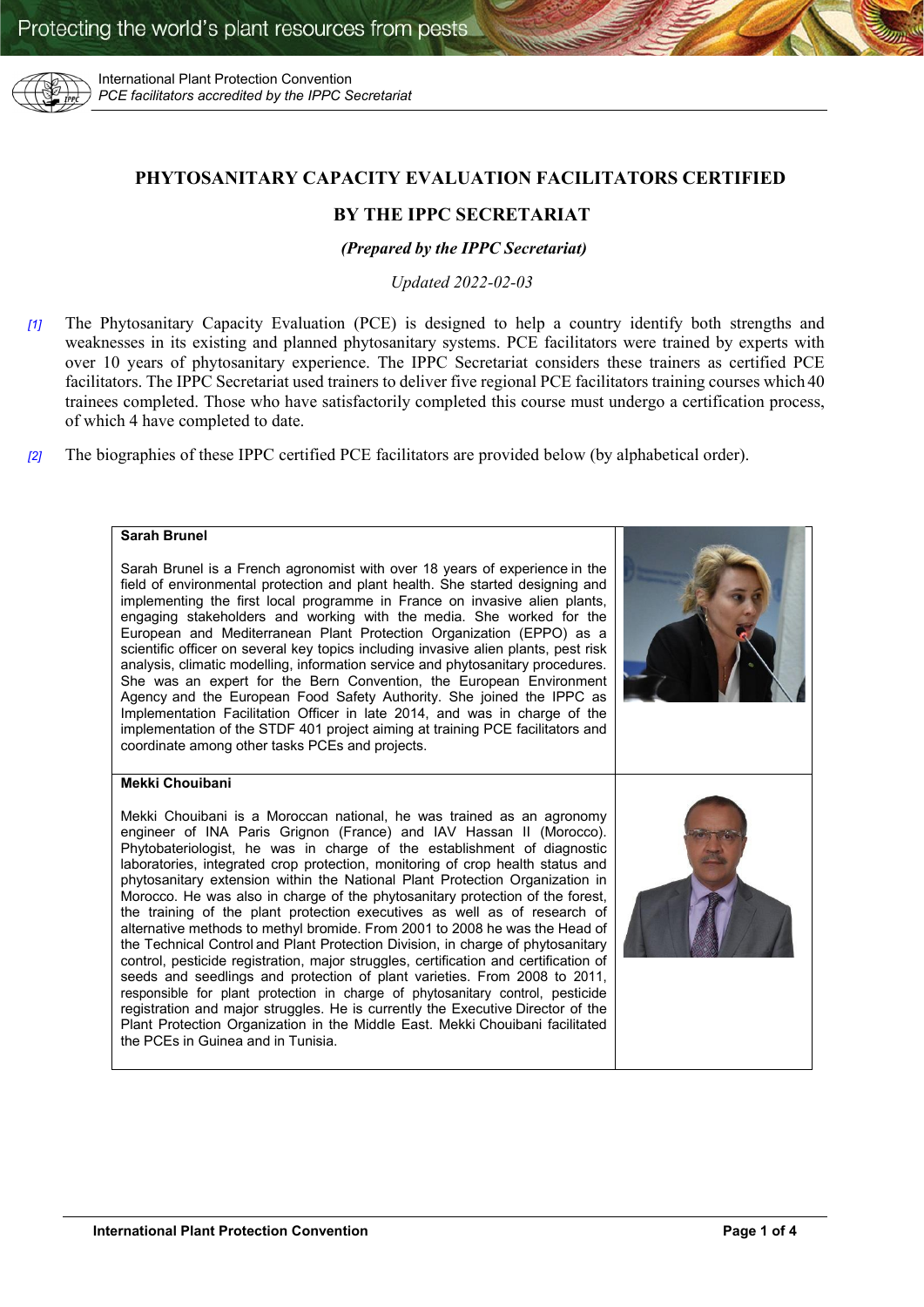# PHYTOSANITARY CAPACITY EVALUATION FACILITATORS CERTIFIED BY THE IPPC SECRETARIAT

***(Prepared by the IPPC Secretariat)***

*Updated 2022-02-03*

*[1]* The Phytosanitary Capacity Evaluation (PCE) is designed to help a country identify both strengths and weaknesses in its existing and planned phytosanitary systems. PCE facilitators were trained by experts with over 10 years of phytosanitary experience. The IPPC Secretariat considers these trainers as certified PCE facilitators. The IPPC Secretariat used trainers to deliver five regional PCE facilitators training courses which 40 trainees completed. Those who have satisfactorily completed this course must undergo a certification process, of which 4 have completed to date.

*[2]* The biographies of these IPPC certified PCE facilitators are provided below (by alphabetical order).

**Sarah Brunel**

Sarah Brunel is a French agronomist with over 18 years of experience in the field of environmental protection and plant health. She started designing and implementing the first local programme in France on invasive alien plants, engaging stakeholders and working with the media. She worked for the European and Mediterranean Plant Protection Organization (EPPO) as a scientific officer on several key topics including invasive alien plants, pest risk analysis, climatic modelling, information service and phytosanitary procedures. She was an expert for the Bern Convention, the European Environment Agency and the European Food Safety Authority. She joined the IPPC as Implementation Facilitation Officer in late 2014, and was in charge of the implementation of the STDF 401 project aiming at training PCE facilitators and coordinate among other tasks PCEs and projects.

**Mekki Chouibani**

Mekki Chouibani is a Moroccan national, he was trained as an agronomy engineer of INA Paris Grignon (France) and IAV Hassan II (Morocco). Phytobateriologist, he was in charge of the establishment of diagnostic laboratories, integrated crop protection, monitoring of crop health status and phytosanitary extension within the National Plant Protection Organization in Morocco. He was also in charge of the phytosanitary protection of the forest, the training of the plant protection executives as well as of research of alternative methods to methyl bromide. From 2001 to 2008 he was the Head of the Technical Control and Plant Protection Division, in charge of phytosanitary control, pesticide registration, major struggles, certification and certification of seeds and seedlings and protection of plant varieties. From 2008 to 2011, responsible for plant protection in charge of phytosanitary control, pesticide registration and major struggles. He is currently the Executive Director of the Plant Protection Organization in the Middle East. Mekki Chouibani facilitated the PCEs in Guinea and in Tunisia.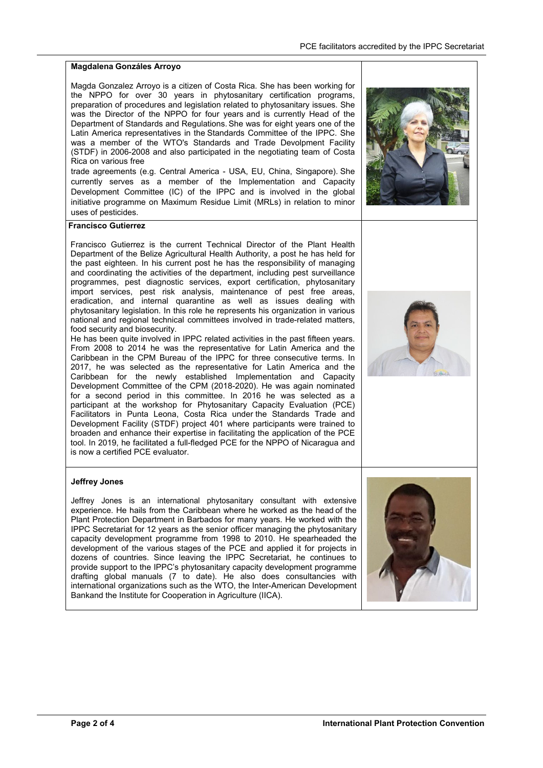**Magdalena Gonzáles Arroyo**

Magda Gonzalez Arroyo is a citizen of Costa Rica. She has been working for the NPPO for over 30 years in phytosanitary certification programs, preparation of procedures and legislation related to phytosanitary issues. She was the Director of the NPPO for four years and is currently Head of the Department of Standards and Regulations. She was for eight years one of the Latin America representatives in the Standards Committee of the IPPC. She was a member of the WTO's Standards and Trade Devolpment Facility (STDF) in 2006-2008 and also participated in the negotiating team of Costa Rica on various free trade agreements (e.g. Central America - USA, EU, China, Singapore). She currently serves as a member of the Implementation and Capacity Development Committee (IC) of the IPPC and is involved in the global initiative programme on Maximum Residue Limit (MRLs) in relation to minor uses of pesticides.

**Francisco Gutierrez**

Francisco Gutierrez is the current Technical Director of the Plant Health Department of the Belize Agricultural Health Authority, a post he has held for the past eighteen. In his current post he has the responsibility of managing and coordinating the activities of the department, including pest surveillance programmes, pest diagnostic services, export certification, phytosanitary import services, pest risk analysis, maintenance of pest free areas, eradication, and internal quarantine as well as issues dealing with phytosanitary legislation. In this role he represents his organization in various national and regional technical committees involved in trade-related matters, food security and biosecurity.

He has been quite involved in IPPC related activities in the past fifteen years. From 2008 to 2014 he was the representative for Latin America and the Caribbean in the CPM Bureau of the IPPC for three consecutive terms. In 2017, he was selected as the representative for Latin America and the Caribbean for the newly established Implementation and Capacity Development Committee of the CPM (2018-2020). He was again nominated for a second period in this committee. In 2016 he was selected as a participant at the workshop for Phytosanitary Capacity Evaluation (PCE) Facilitators in Punta Leona, Costa Rica under the Standards Trade and Development Facility (STDF) project 401 where participants were trained to broaden and enhance their expertise in facilitating the application of the PCE tool. In 2019, he facilitated a full-fledged PCE for the NPPO of Nicaragua and is now a certified PCE evaluator.

**Jeffrey Jones**

Jeffrey Jones is an international phytosanitary consultant with extensive experience. He hails from the Caribbean where he worked as the head of the Plant Protection Department in Barbados for many years. He worked with the IPPC Secretariat for 12 years as the senior officer managing the phytosanitary capacity development programme from 1998 to 2010. He spearheaded the development of the various stages of the PCE and applied it for projects in dozens of countries. Since leaving the IPPC Secretariat, he continues to provide support to the IPPC's phytosanitary capacity development programme drafting global manuals (7 to date). He also does consultancies with international organizations such as the WTO, the Inter-American Development Bankand the Institute for Cooperation in Agriculture (IICA).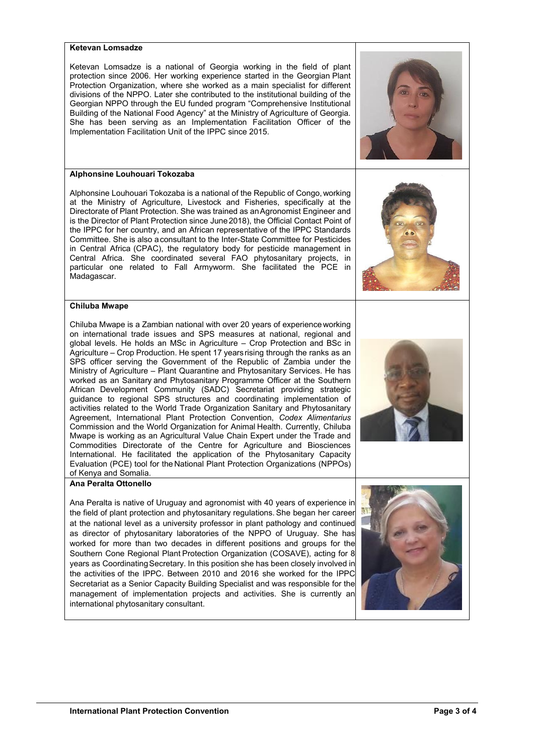**Ketevan Lomsadze**

Ketevan Lomsadze is a national of Georgia working in the field of plant protection since 2006. Her working experience started in the Georgian Plant Protection Organization, where she worked as a main specialist for different divisions of the NPPO. Later she contributed to the institutional building of the Georgian NPPO through the EU funded program "Comprehensive Institutional Building of the National Food Agency" at the Ministry of Agriculture of Georgia. She has been serving as an Implementation Facilitation Officer of the Implementation Facilitation Unit of the IPPC since 2015.

**Alphonsine Louhouari Tokozaba**

Alphonsine Louhouari Tokozaba is a national of the Republic of Congo, working at the Ministry of Agriculture, Livestock and Fisheries, specifically at the Directorate of Plant Protection. She was trained as an Agronomist Engineer and is the Director of Plant Protection since June 2018), the Official Contact Point of the IPPC for her country, and an African representative of the IPPC Standards Committee. She is also a consultant to the Inter-State Committee for Pesticides in Central Africa (CPAC), the regulatory body for pesticide management in Central Africa. She coordinated several FAO phytosanitary projects, in particular one related to Fall Armyworm. She facilitated the PCE in Madagascar.

**Chiluba Mwape**

Chiluba Mwape is a Zambian national with over 20 years of experience working on international trade issues and SPS measures at national, regional and global levels. He holds an MSc in Agriculture – Crop Protection and BSc in Agriculture – Crop Production. He spent 17 years rising through the ranks as an SPS officer serving the Government of the Republic of Zambia under the Ministry of Agriculture – Plant Quarantine and Phytosanitary Services. He has worked as an Sanitary and Phytosanitary Programme Officer at the Southern African Development Community (SADC) Secretariat providing strategic guidance to regional SPS structures and coordinating implementation of activities related to the World Trade Organization Sanitary and Phytosanitary Agreement, International Plant Protection Convention, *Codex Alimentarius* Commission and the World Organization for Animal Health. Currently, Chiluba Mwape is working as an Agricultural Value Chain Expert under the Trade and Commodities Directorate of the Centre for Agriculture and Biosciences International. He facilitated the application of the Phytosanitary Capacity Evaluation (PCE) tool for the National Plant Protection Organizations (NPPOs) of Kenya and Somalia.

**Ana Peralta Ottonello**

Ana Peralta is native of Uruguay and agronomist with 40 years of experience in the field of plant protection and phytosanitary regulations. She began her career at the national level as a university professor in plant pathology and continued as director of phytosanitary laboratories of the NPPO of Uruguay. She has worked for more than two decades in different positions and groups for the Southern Cone Regional Plant Protection Organization (COSAVE), acting for 8 years as Coordinating Secretary. In this position she has been closely involved in the activities of the IPPC. Between 2010 and 2016 she worked for the IPPC Secretariat as a Senior Capacity Building Specialist and was responsible for the management of implementation projects and activities. She is currently an international phytosanitary consultant.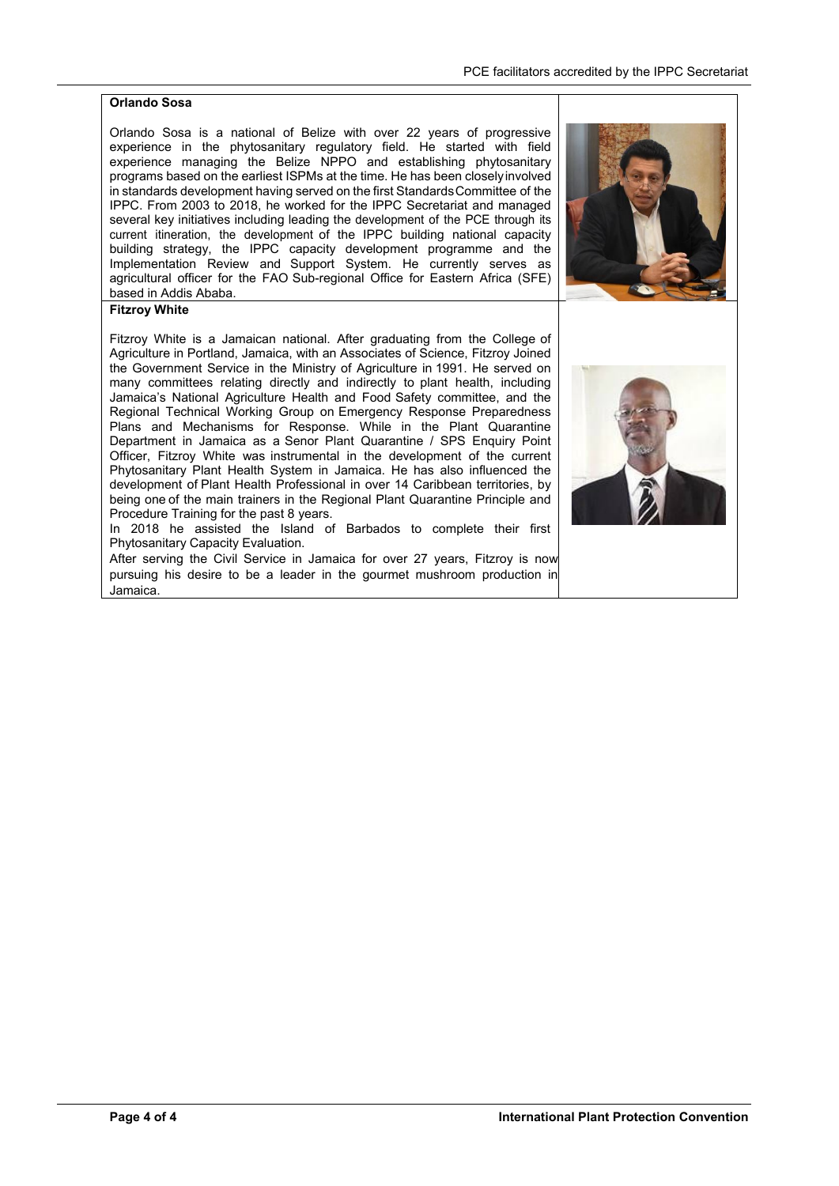**Orlando Sosa**

Orlando Sosa is a national of Belize with over 22 years of progressive experience in the phytosanitary regulatory field. He started with field experience managing the Belize NPPO and establishing phytosanitary programs based on the earliest ISPMs at the time. He has been closely involved in standards development having served on the first Standards Committee of the IPPC. From 2003 to 2018, he worked for the IPPC Secretariat and managed several key initiatives including leading the development of the PCE through its current itineration, the development of the IPPC building national capacity building strategy, the IPPC capacity development programme and the Implementation Review and Support System. He currently serves as agricultural officer for the FAO Sub-regional Office for Eastern Africa (SFE) based in Addis Ababa.

**Fitzroy White**

Fitzroy White is a Jamaican national. After graduating from the College of Agriculture in Portland, Jamaica, with an Associates of Science, Fitzroy Joined the Government Service in the Ministry of Agriculture in 1991. He served on many committees relating directly and indirectly to plant health, including Jamaica's National Agriculture Health and Food Safety committee, and the Regional Technical Working Group on Emergency Response Preparedness Plans and Mechanisms for Response. While in the Plant Quarantine Department in Jamaica as a Senor Plant Quarantine / SPS Enquiry Point Officer, Fitzroy White was instrumental in the development of the current Phytosanitary Plant Health System in Jamaica. He has also influenced the development of Plant Health Professional in over 14 Caribbean territories, by being one of the main trainers in the Regional Plant Quarantine Principle and Procedure Training for the past 8 years.

In 2018 he assisted the Island of Barbados to complete their first Phytosanitary Capacity Evaluation.

After serving the Civil Service in Jamaica for over 27 years, Fitzroy is now pursuing his desire to be a leader in the gourmet mushroom production in Jamaica.